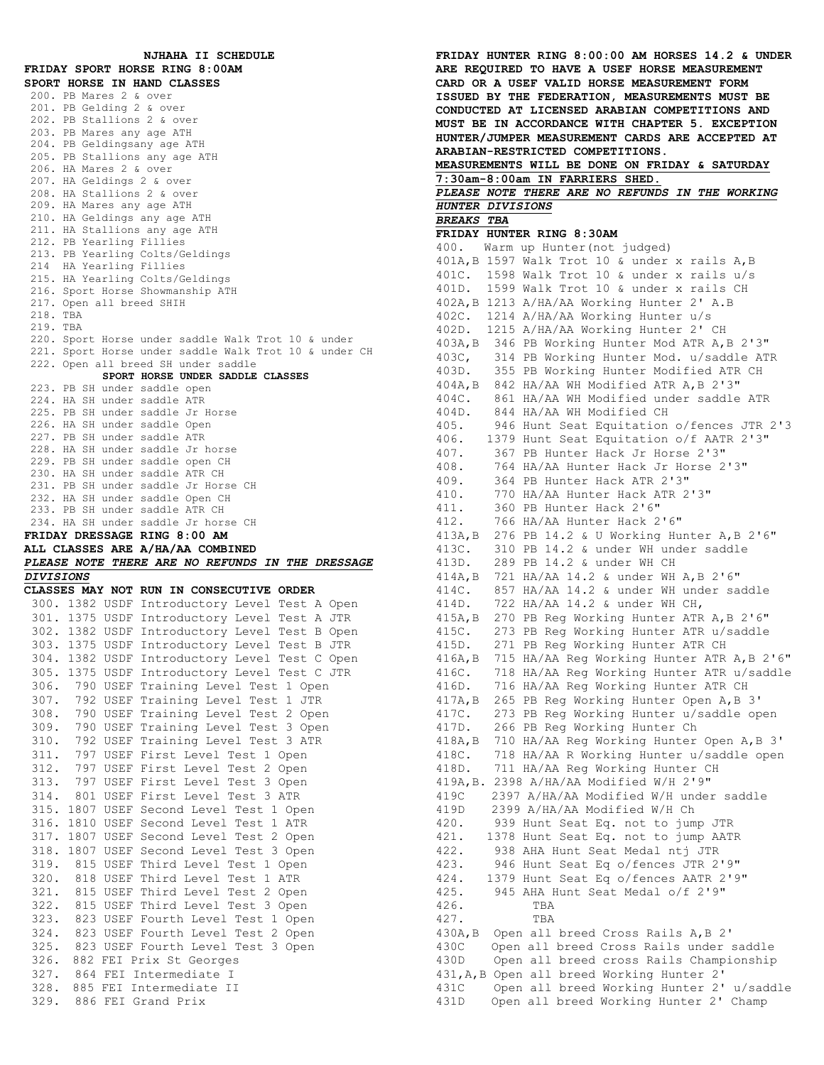# NJHAHA II SCHEDULE

## FRIDAY SPORT HORSE RING 8:00AM

**SPORT HORSE IN HAND CLASSES**

200. PB Mares 2 & over
201. PB Gelding 2 & over
202. PB Stallions 2 & over
203. PB Mares any age ATH
204. PB Geldingsany age ATH
205. PB Stallions any age ATH
206. HA Mares 2 & over
207. HA Geldings 2 & over
208. HA Stallions 2 & over
209. HA Mares any age ATH
210. HA Geldings any age ATH
211. HA Stallions any age ATH
212. PB Yearling Fillies
213. PB Yearling Colts/Geldings
214 HA Yearling Fillies
215. HA Yearling Colts/Geldings
216. Sport Horse Showmanship ATH
217. Open all breed SHIH
218. TBA
219. TBA
220. Sport Horse under saddle Walk Trot 10 & under
221. Sport Horse under saddle Walk Trot 10 & under CH
222. Open all breed SH under saddle

**SPORT HORSE UNDER SADDLE CLASSES**

223. PB SH under saddle open
224. HA SH under saddle ATR
225. PB SH under saddle Jr Horse
226. HA SH under saddle Open
227. PB SH under saddle ATR
228. HA SH under saddle Jr horse
229. PB SH under saddle open CH
230. HA SH under saddle ATR CH
231. PB SH under saddle Jr Horse CH
232. HA SH under saddle Open CH
233. PB SH under saddle ATR CH
234. HA SH under saddle Jr horse CH

## FRIDAY DRESSAGE RING 8:00 AM

**ALL CLASSES ARE A/HA/AA COMBINED**

***PLEASE NOTE THERE ARE NO REFUNDS IN THE DRESSAGE DIVISIONS***

**CLASSES MAY NOT RUN IN CONSECUTIVE ORDER**

300. 1382 USDF Introductory Level Test A Open
301. 1375 USDF Introductory Level Test A JTR
302. 1382 USDF Introductory Level Test B Open
303. 1375 USDF Introductory Level Test B JTR
304. 1382 USDF Introductory Level Test C Open
305. 1375 USDF Introductory Level Test C JTR
306. 790 USEF Training Level Test 1 Open
307. 792 USEF Training Level Test 1 JTR
308. 790 USEF Training Level Test 2 Open
309. 790 USEF Training Level Test 3 Open
310. 792 USEF Training Level Test 3 ATR
311. 797 USEF First Level Test 1 Open
312. 797 USEF First Level Test 2 Open
313. 797 USEF First Level Test 3 Open
314. 801 USEF First Level Test 3 ATR
315. 1807 USEF Second Level Test 1 Open
316. 1810 USEF Second Level Test 1 ATR
317. 1807 USEF Second Level Test 2 Open
318. 1807 USEF Second Level Test 3 Open
319. 815 USEF Third Level Test 1 Open
320. 818 USEF Third Level Test 1 ATR
321. 815 USEF Third Level Test 2 Open
322. 815 USEF Third Level Test 3 Open
323. 823 USEF Fourth Level Test 1 Open
324. 823 USEF Fourth Level Test 2 Open
325. 823 USEF Fourth Level Test 3 Open
326. 882 FEI Prix St Georges
327. 864 FEI Intermediate I
328. 885 FEI Intermediate II
329. 886 FEI Grand Prix

**FRIDAY HUNTER RING 8:00:00 AM HORSES 14.2 & UNDER ARE REQUIRED TO HAVE A USEF HORSE MEASUREMENT CARD OR A USEF VALID HORSE MEASUREMENT FORM ISSUED BY THE FEDERATION, MEASUREMENTS MUST BE CONDUCTED AT LICENSED ARABIAN COMPETITIONS AND MUST BE IN ACCORDANCE WITH CHAPTER 5. EXCEPTION HUNTER/JUMPER MEASUREMENT CARDS ARE ACCEPTED AT ARABIAN-RESTRICTED COMPETITIONS.**

**MEASUREMENTS WILL BE DONE ON FRIDAY & SATURDAY 7:30am-8:00am IN FARRIERS SHED.**

***PLEASE NOTE THERE ARE NO REFUNDS IN THE WORKING HUNTER DIVISIONS***

***BREAKS TBA***

## FRIDAY HUNTER RING 8:30AM

400. Warm up Hunter(not judged)
401A,B 1597 Walk Trot 10 & under x rails A,B
401C. 1598 Walk Trot 10 & under x rails u/s
401D. 1599 Walk Trot 10 & under x rails CH
402A,B 1213 A/HA/AA Working Hunter 2' A.B
402C. 1214 A/HA/AA Working Hunter u/s
402D. 1215 A/HA/AA Working Hunter 2' CH
403A,B 346 PB Working Hunter Mod ATR A,B 2'3"
403C, 314 PB Working Hunter Mod. u/saddle ATR
403D. 355 PB Working Hunter Modified ATR CH
404A,B 842 HA/AA WH Modified ATR A,B 2'3"
404C. 861 HA/AA WH Modified under saddle ATR
404D. 844 HA/AA WH Modified CH
405. 946 Hunt Seat Equitation o/fences JTR 2'3
406. 1379 Hunt Seat Equitation o/f AATR 2'3"
407. 367 PB Hunter Hack Jr Horse 2'3"
408. 764 HA/AA Hunter Hack Jr Horse 2'3"
409. 364 PB Hunter Hack ATR 2'3"
410. 770 HA/AA Hunter Hack ATR 2'3"
411. 360 PB Hunter Hack 2'6"
412. 766 HA/AA Hunter Hack 2'6"
413A,B 276 PB 14.2 & U Working Hunter A,B 2'6"
413C. 310 PB 14.2 & under WH under saddle
413D. 289 PB 14.2 & under WH CH
414A,B 721 HA/AA 14.2 & under WH A,B 2'6"
414C. 857 HA/AA 14.2 & under WH under saddle
414D. 722 HA/AA 14.2 & under WH CH,
415A,B 270 PB Reg Working Hunter ATR A,B 2'6"
415C. 273 PB Reg Working Hunter ATR u/saddle
415D. 271 PB Reg Working Hunter ATR CH
416A,B 715 HA/AA Reg Working Hunter ATR A,B 2'6"
416C. 718 HA/AA Reg Working Hunter ATR u/saddle
416D. 716 HA/AA Reg Working Hunter ATR CH
417A,B 265 PB Reg Working Hunter Open A,B 3'
417C. 273 PB Reg Working Hunter u/saddle open
417D. 266 PB Reg Working Hunter Ch
418A,B 710 HA/AA Reg Working Hunter Open A,B 3'
418C. 718 HA/AA R Working Hunter u/saddle open
418D. 711 HA/AA Reg Working Hunter CH
419A,B. 2398 A/HA/AA Modified W/H 2'9"
419C 2397 A/HA/AA Modified W/H under saddle
419D 2399 A/HA/AA Modified W/H Ch
420. 939 Hunt Seat Eq. not to jump JTR
421. 1378 Hunt Seat Eq. not to jump AATR
422. 938 AHA Hunt Seat Medal ntj JTR
423. 946 Hunt Seat Eq o/fences JTR 2'9"
424. 1379 Hunt Seat Eq o/fences AATR 2'9"
425. 945 AHA Hunt Seat Medal o/f 2'9"
426. TBA
427. TBA
430A,B Open all breed Cross Rails A,B 2'
430C Open all breed Cross Rails under saddle
430D Open all breed cross Rails Championship
431,A,B Open all breed Working Hunter 2'
431C Open all breed Working Hunter 2' u/saddle
431D Open all breed Working Hunter 2' Champ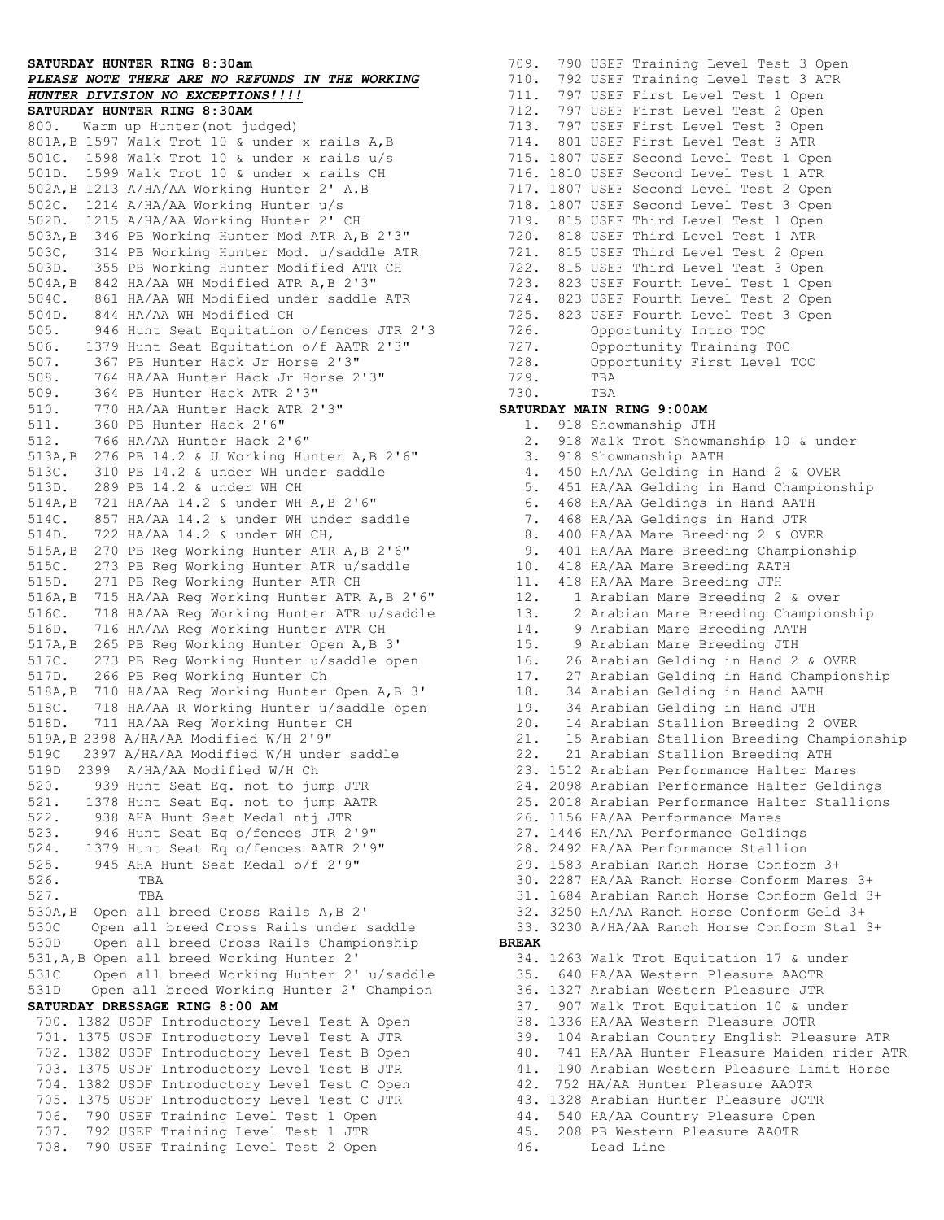**SATURDAY HUNTER RING 8:30am**

***PLEASE NOTE THERE ARE NO REFUNDS IN THE WORKING HUNTER DIVISION NO EXCEPTIONS!!!!***

**SATURDAY HUNTER RING 8:30AM**

800. Warm up Hunter(not judged)
801A,B 1597 Walk Trot 10 & under x rails A,B
501C. 1598 Walk Trot 10 & under x rails u/s
501D. 1599 Walk Trot 10 & under x rails CH
502A,B 1213 A/HA/AA Working Hunter 2' A.B
502C. 1214 A/HA/AA Working Hunter u/s
502D. 1215 A/HA/AA Working Hunter 2' CH
503A,B 346 PB Working Hunter Mod ATR A,B 2'3"
503C, 314 PB Working Hunter Mod. u/saddle ATR
503D. 355 PB Working Hunter Modified ATR CH
504A,B 842 HA/AA WH Modified ATR A,B 2'3"
504C. 861 HA/AA WH Modified under saddle ATR
504D. 844 HA/AA WH Modified CH
505. 946 Hunt Seat Equitation o/fences JTR 2'3
506. 1379 Hunt Seat Equitation o/f AATR 2'3"
507. 367 PB Hunter Hack Jr Horse 2'3"
508. 764 HA/AA Hunter Hack Jr Horse 2'3"
509. 364 PB Hunter Hack ATR 2'3"
510. 770 HA/AA Hunter Hack ATR 2'3"
511. 360 PB Hunter Hack 2'6"
512. 766 HA/AA Hunter Hack 2'6"
513A,B 276 PB 14.2 & U Working Hunter A,B 2'6"
513C. 310 PB 14.2 & under WH under saddle
513D. 289 PB 14.2 & under WH CH
514A,B 721 HA/AA 14.2 & under WH A,B 2'6"
514C. 857 HA/AA 14.2 & under WH under saddle
514D. 722 HA/AA 14.2 & under WH CH,
515A,B 270 PB Reg Working Hunter ATR A,B 2'6"
515C. 273 PB Reg Working Hunter ATR u/saddle
515D. 271 PB Reg Working Hunter ATR CH
516A,B 715 HA/AA Reg Working Hunter ATR A,B 2'6"
516C. 718 HA/AA Reg Working Hunter ATR u/saddle
516D. 716 HA/AA Reg Working Hunter ATR CH
517A,B 265 PB Reg Working Hunter Open A,B 3'
517C. 273 PB Reg Working Hunter u/saddle open
517D. 266 PB Reg Working Hunter Ch
518A,B 710 HA/AA Reg Working Hunter Open A,B 3'
518C. 718 HA/AA R Working Hunter u/saddle open
518D. 711 HA/AA Reg Working Hunter CH
519A,B 2398 A/HA/AA Modified W/H 2'9"
519C 2397 A/HA/AA Modified W/H under saddle
519D 2399 A/HA/AA Modified W/H Ch
520. 939 Hunt Seat Eq. not to jump JTR
521. 1378 Hunt Seat Eq. not to jump AATR
522. 938 AHA Hunt Seat Medal ntj JTR
523. 946 Hunt Seat Eq o/fences JTR 2'9"
524. 1379 Hunt Seat Eq o/fences AATR 2'9"
525. 945 AHA Hunt Seat Medal o/f 2'9"
526. TBA
527. TBA
530A,B Open all breed Cross Rails A,B 2'
530C Open all breed Cross Rails under saddle
530D Open all breed Cross Rails Championship
531,A,B Open all breed Working Hunter 2'
531C Open all breed Working Hunter 2' u/saddle
531D Open all breed Working Hunter 2' Champion

**SATURDAY DRESSAGE RING 8:00 AM**

700. 1382 USDF Introductory Level Test A Open
701. 1375 USDF Introductory Level Test A JTR
702. 1382 USDF Introductory Level Test B Open
703. 1375 USDF Introductory Level Test B JTR
704. 1382 USDF Introductory Level Test C Open
705. 1375 USDF Introductory Level Test C JTR
706. 790 USEF Training Level Test 1 Open
707. 792 USEF Training Level Test 1 JTR
708. 790 USEF Training Level Test 2 Open
709. 790 USEF Training Level Test 3 Open
710. 792 USEF Training Level Test 3 ATR
711. 797 USEF First Level Test 1 Open
712. 797 USEF First Level Test 2 Open
713. 797 USEF First Level Test 3 Open
714. 801 USEF First Level Test 3 ATR
715. 1807 USEF Second Level Test 1 Open
716. 1810 USEF Second Level Test 1 ATR
717. 1807 USEF Second Level Test 2 Open
718. 1807 USEF Second Level Test 3 Open
719. 815 USEF Third Level Test 1 Open
720. 818 USEF Third Level Test 1 ATR
721. 815 USEF Third Level Test 2 Open
722. 815 USEF Third Level Test 3 Open
723. 823 USEF Fourth Level Test 1 Open
724. 823 USEF Fourth Level Test 2 Open
725. 823 USEF Fourth Level Test 3 Open
726. Opportunity Intro TOC
727. Opportunity Training TOC
728. Opportunity First Level TOC
729. TBA
730. TBA

**SATURDAY MAIN RING 9:00AM**

1. 918 Showmanship JTH
2. 918 Walk Trot Showmanship 10 & under
3. 918 Showmanship AATH
4. 450 HA/AA Gelding in Hand 2 & OVER
5. 451 HA/AA Gelding in Hand Championship
6. 468 HA/AA Geldings in Hand AATH
7. 468 HA/AA Geldings in Hand JTR
8. 400 HA/AA Mare Breeding 2 & OVER
9. 401 HA/AA Mare Breeding Championship
10. 418 HA/AA Mare Breeding AATH
11. 418 HA/AA Mare Breeding JTH
12. 1 Arabian Mare Breeding 2 & over
13. 2 Arabian Mare Breeding Championship
14. 9 Arabian Mare Breeding AATH
15. 9 Arabian Mare Breeding JTH
16. 26 Arabian Gelding in Hand 2 & OVER
17. 27 Arabian Gelding in Hand Championship
18. 34 Arabian Gelding in Hand AATH
19. 34 Arabian Gelding in Hand JTH
20. 14 Arabian Stallion Breeding 2 OVER
21. 15 Arabian Stallion Breeding Championship
22. 21 Arabian Stallion Breeding ATH
23. 1512 Arabian Performance Halter Mares
24. 2098 Arabian Performance Halter Geldings
25. 2018 Arabian Performance Halter Stallions
26. 1156 HA/AA Performance Mares
27. 1446 HA/AA Performance Geldings
28. 2492 HA/AA Performance Stallion
29. 1583 Arabian Ranch Horse Conform 3+
30. 2287 HA/AA Ranch Horse Conform Mares 3+
31. 1684 Arabian Ranch Horse Conform Geld 3+
32. 3250 HA/AA Ranch Horse Conform Geld 3+
33. 3230 A/HA/AA Ranch Horse Conform Stal 3+

**BREAK**

34. 1263 Walk Trot Equitation 17 & under
35. 640 HA/AA Western Pleasure AAOTR
36. 1327 Arabian Western Pleasure JTR
37. 907 Walk Trot Equitation 10 & under
38. 1336 HA/AA Western Pleasure JOTR
39. 104 Arabian Country English Pleasure ATR
40. 741 HA/AA Hunter Pleasure Maiden rider ATR
41. 190 Arabian Western Pleasure Limit Horse
42. 752 HA/AA Hunter Pleasure AAOTR
43. 1328 Arabian Hunter Pleasure JOTR
44. 540 HA/AA Country Pleasure Open
45. 208 PB Western Pleasure AAOTR
46. Lead Line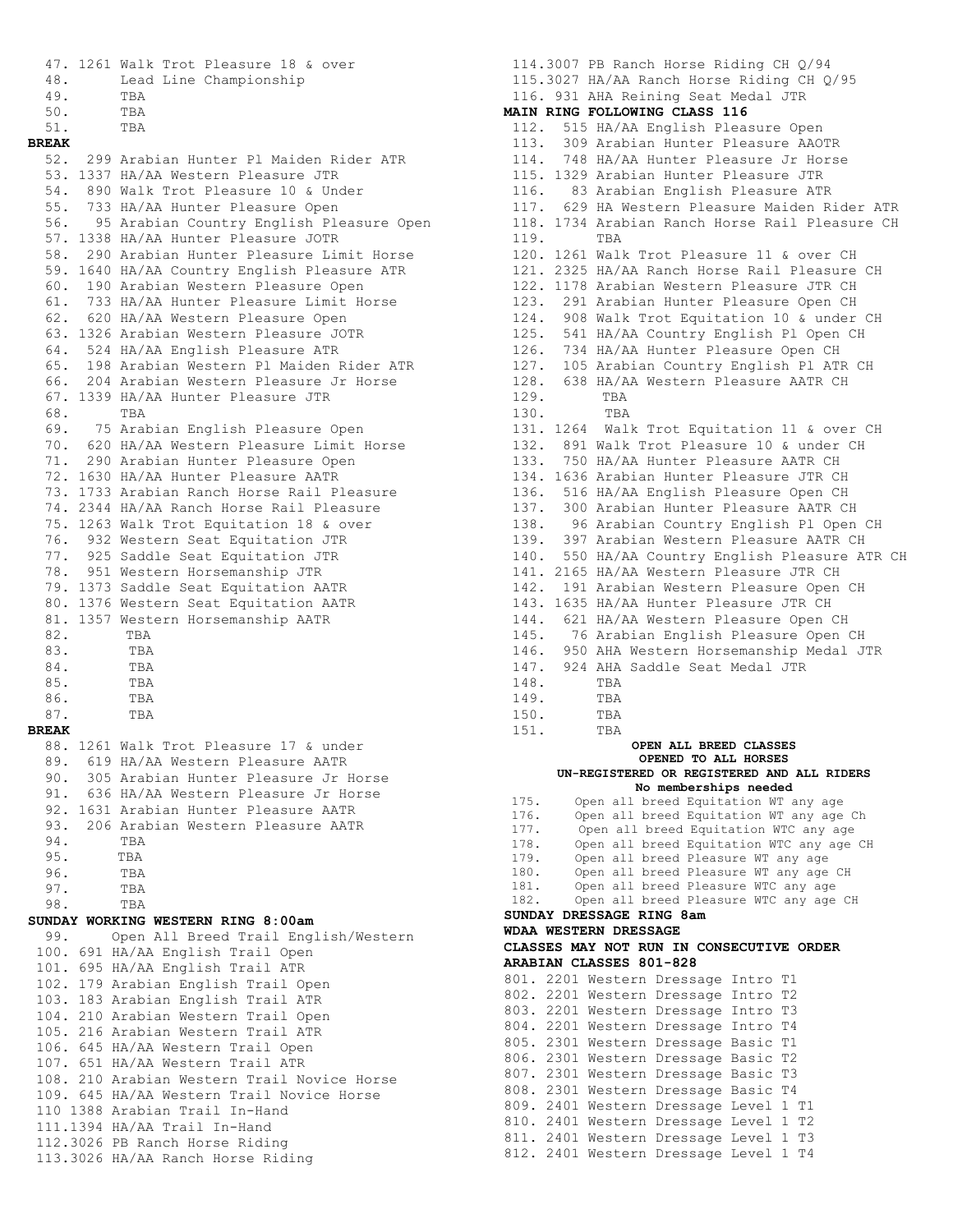47. 1261 Walk Trot Pleasure 18 & over
48. Lead Line Championship
49. TBA
50. TBA
51. TBA

**BREAK**

52. 299 Arabian Hunter Pl Maiden Rider ATR
53. 1337 HA/AA Western Pleasure JTR
54. 890 Walk Trot Pleasure 10 & Under
55. 733 HA/AA Hunter Pleasure Open
56. 95 Arabian Country English Pleasure Open
57. 1338 HA/AA Hunter Pleasure JOTR
58. 290 Arabian Hunter Pleasure Limit Horse
59. 1640 HA/AA Country English Pleasure ATR
60. 190 Arabian Western Pleasure Open
61. 733 HA/AA Hunter Pleasure Limit Horse
62. 620 HA/AA Western Pleasure Open
63. 1326 Arabian Western Pleasure JOTR
64. 524 HA/AA English Pleasure ATR
65. 198 Arabian Western Pl Maiden Rider ATR
66. 204 Arabian Western Pleasure Jr Horse
67. 1339 HA/AA Hunter Pleasure JTR
68. TBA
69. 75 Arabian English Pleasure Open
70. 620 HA/AA Western Pleasure Limit Horse
71. 290 Arabian Hunter Pleasure Open
72. 1630 HA/AA Hunter Pleasure AATR
73. 1733 Arabian Ranch Horse Rail Pleasure
74. 2344 HA/AA Ranch Horse Rail Pleasure
75. 1263 Walk Trot Equitation 18 & over
76. 932 Western Seat Equitation JTR
77. 925 Saddle Seat Equitation JTR
78. 951 Western Horsemanship JTR
79. 1373 Saddle Seat Equitation AATR
80. 1376 Western Seat Equitation AATR
81. 1357 Western Horsemanship AATR
82. TBA
83. TBA
84. TBA
85. TBA
86. TBA
87. TBA

**BREAK**

88. 1261 Walk Trot Pleasure 17 & under
89. 619 HA/AA Western Pleasure AATR
90. 305 Arabian Hunter Pleasure Jr Horse
91. 636 HA/AA Western Pleasure Jr Horse
92. 1631 Arabian Hunter Pleasure AATR
93. 206 Arabian Western Pleasure AATR
94. TBA
95. TBA
96. TBA
97. TBA
98. TBA

**SUNDAY WORKING WESTERN RING 8:00am**

99. Open All Breed Trail English/Western
100. 691 HA/AA English Trail Open
101. 695 HA/AA English Trail ATR
102. 179 Arabian English Trail Open
103. 183 Arabian English Trail ATR
104. 210 Arabian Western Trail Open
105. 216 Arabian Western Trail ATR
106. 645 HA/AA Western Trail Open
107. 651 HA/AA Western Trail ATR
108. 210 Arabian Western Trail Novice Horse
109. 645 HA/AA Western Trail Novice Horse
110 1388 Arabian Trail In-Hand
111.1394 HA/AA Trail In-Hand
112.3026 PB Ranch Horse Riding
113.3026 HA/AA Ranch Horse Riding
114.3007 PB Ranch Horse Riding CH Q/94
115.3027 HA/AA Ranch Horse Riding CH Q/95
116. 931 AHA Reining Seat Medal JTR

**MAIN RING FOLLOWING CLASS 116**

112. 515 HA/AA English Pleasure Open
113. 309 Arabian Hunter Pleasure AAOTR
114. 748 HA/AA Hunter Pleasure Jr Horse
115. 1329 Arabian Hunter Pleasure JTR
116. 83 Arabian English Pleasure ATR
117. 629 HA Western Pleasure Maiden Rider ATR
118. 1734 Arabian Ranch Horse Rail Pleasure CH
119. TBA
120. 1261 Walk Trot Pleasure 11 & over CH
121. 2325 HA/AA Ranch Horse Rail Pleasure CH
122. 1178 Arabian Western Pleasure JTR CH
123. 291 Arabian Hunter Pleasure Open CH
124. 908 Walk Trot Equitation 10 & under CH
125. 541 HA/AA Country English Pl Open CH
126. 734 HA/AA Hunter Pleasure Open CH
127. 105 Arabian Country English Pl ATR CH
128. 638 HA/AA Western Pleasure AATR CH
129. TBA
130. TBA
131. 1264 Walk Trot Equitation 11 & over CH
132. 891 Walk Trot Pleasure 10 & under CH
133. 750 HA/AA Hunter Pleasure AATR CH
134. 1636 Arabian Hunter Pleasure JTR CH
136. 516 HA/AA English Pleasure Open CH
137. 300 Arabian Hunter Pleasure AATR CH
138. 96 Arabian Country English Pl Open CH
139. 397 Arabian Western Pleasure AATR CH
140. 550 HA/AA Country English Pleasure ATR CH
141. 2165 HA/AA Western Pleasure JTR CH
142. 191 Arabian Western Pleasure Open CH
143. 1635 HA/AA Hunter Pleasure JTR CH
144. 621 HA/AA Western Pleasure Open CH
145. 76 Arabian English Pleasure Open CH
146. 950 AHA Western Horsemanship Medal JTR
147. 924 AHA Saddle Seat Medal JTR
148. TBA
149. TBA
150. TBA
151. TBA

**OPEN ALL BREED CLASSES**
**OPENED TO ALL HORSES**
**UN-REGISTERED OR REGISTERED AND ALL RIDERS**
**No memberships needed**

175. Open all breed Equitation WT any age
176. Open all breed Equitation WT any age Ch
177. Open all breed Equitation WTC any age
178. Open all breed Equitation WTC any age CH
179. Open all breed Pleasure WT any age
180. Open all breed Pleasure WT any age CH
181. Open all breed Pleasure WTC any age
182. Open all breed Pleasure WTC any age CH

**SUNDAY DRESSAGE RING 8am**

**WDAA WESTERN DRESSAGE**

**CLASSES MAY NOT RUN IN CONSECUTIVE ORDER**

**ARABIAN CLASSES 801-828**

801. 2201 Western Dressage Intro T1
802. 2201 Western Dressage Intro T2
803. 2201 Western Dressage Intro T3
804. 2201 Western Dressage Intro T4
805. 2301 Western Dressage Basic T1
806. 2301 Western Dressage Basic T2
807. 2301 Western Dressage Basic T3
808. 2301 Western Dressage Basic T4
809. 2401 Western Dressage Level 1 T1
810. 2401 Western Dressage Level 1 T2
811. 2401 Western Dressage Level 1 T3
812. 2401 Western Dressage Level 1 T4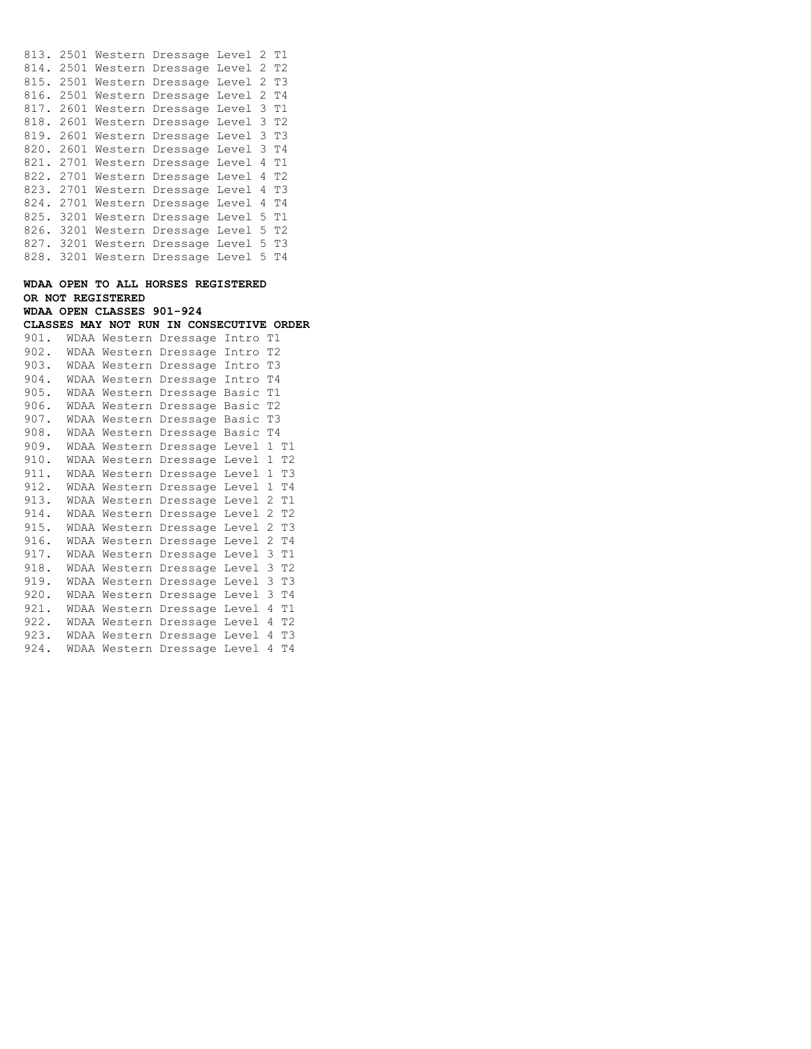813. 2501 Western Dressage Level 2 T1
814. 2501 Western Dressage Level 2 T2
815. 2501 Western Dressage Level 2 T3
816. 2501 Western Dressage Level 2 T4
817. 2601 Western Dressage Level 3 T1
818. 2601 Western Dressage Level 3 T2
819. 2601 Western Dressage Level 3 T3
820. 2601 Western Dressage Level 3 T4
821. 2701 Western Dressage Level 4 T1
822. 2701 Western Dressage Level 4 T2
823. 2701 Western Dressage Level 4 T3
824. 2701 Western Dressage Level 4 T4
825. 3201 Western Dressage Level 5 T1
826. 3201 Western Dressage Level 5 T2
827. 3201 Western Dressage Level 5 T3
828. 3201 Western Dressage Level 5 T4

**WDAA OPEN TO ALL HORSES REGISTERED OR NOT REGISTERED**
**WDAA OPEN CLASSES 901-924**
**CLASSES MAY NOT RUN IN CONSECUTIVE ORDER**

901. WDAA Western Dressage Intro T1
902. WDAA Western Dressage Intro T2
903. WDAA Western Dressage Intro T3
904. WDAA Western Dressage Intro T4
905. WDAA Western Dressage Basic T1
906. WDAA Western Dressage Basic T2
907. WDAA Western Dressage Basic T3
908. WDAA Western Dressage Basic T4
909. WDAA Western Dressage Level 1 T1
910. WDAA Western Dressage Level 1 T2
911. WDAA Western Dressage Level 1 T3
912. WDAA Western Dressage Level 1 T4
913. WDAA Western Dressage Level 2 T1
914. WDAA Western Dressage Level 2 T2
915. WDAA Western Dressage Level 2 T3
916. WDAA Western Dressage Level 2 T4
917. WDAA Western Dressage Level 3 T1
918. WDAA Western Dressage Level 3 T2
919. WDAA Western Dressage Level 3 T3
920. WDAA Western Dressage Level 3 T4
921. WDAA Western Dressage Level 4 T1
922. WDAA Western Dressage Level 4 T2
923. WDAA Western Dressage Level 4 T3
924. WDAA Western Dressage Level 4 T4